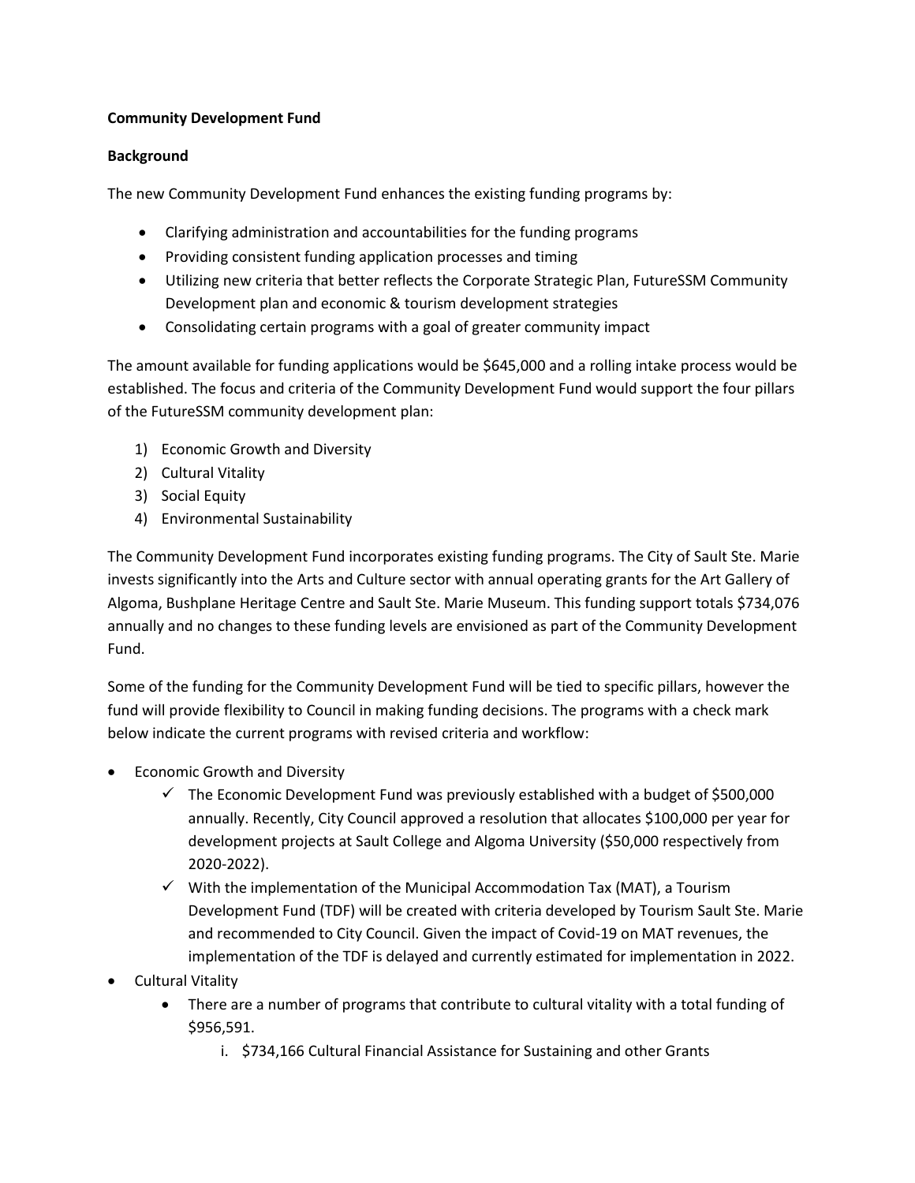**Community Development Fund**

**Background**

The new Community Development Fund enhances the existing funding programs by:

- Clarifying administration and accountabilities for the funding programs
- Providing consistent funding application processes and timing
- Utilizing new criteria that better reflects the Corporate Strategic Plan, FutureSSM Community Development plan and economic & tourism development strategies
- Consolidating certain programs with a goal of greater community impact

The amount available for funding applications would be $645,000 and a rolling intake process would be established. The focus and criteria of the Community Development Fund would support the four pillars of the FutureSSM community development plan:

1) Economic Growth and Diversity
2) Cultural Vitality
3) Social Equity
4) Environmental Sustainability

The Community Development Fund incorporates existing funding programs. The City of Sault Ste. Marie invests significantly into the Arts and Culture sector with annual operating grants for the Art Gallery of Algoma, Bushplane Heritage Centre and Sault Ste. Marie Museum. This funding support totals $734,076 annually and no changes to these funding levels are envisioned as part of the Community Development Fund.

Some of the funding for the Community Development Fund will be tied to specific pillars, however the fund will provide flexibility to Council in making funding decisions. The programs with a check mark below indicate the current programs with revised criteria and workflow:

- Economic Growth and Diversity
  - ✓ The Economic Development Fund was previously established with a budget of $500,000 annually. Recently, City Council approved a resolution that allocates $100,000 per year for development projects at Sault College and Algoma University ($50,000 respectively from 2020-2022).
  - ✓ With the implementation of the Municipal Accommodation Tax (MAT), a Tourism Development Fund (TDF) will be created with criteria developed by Tourism Sault Ste. Marie and recommended to City Council. Given the impact of Covid-19 on MAT revenues, the implementation of the TDF is delayed and currently estimated for implementation in 2022.
- Cultural Vitality
  - There are a number of programs that contribute to cultural vitality with a total funding of $956,591.
    1. $734,166 Cultural Financial Assistance for Sustaining and other Grants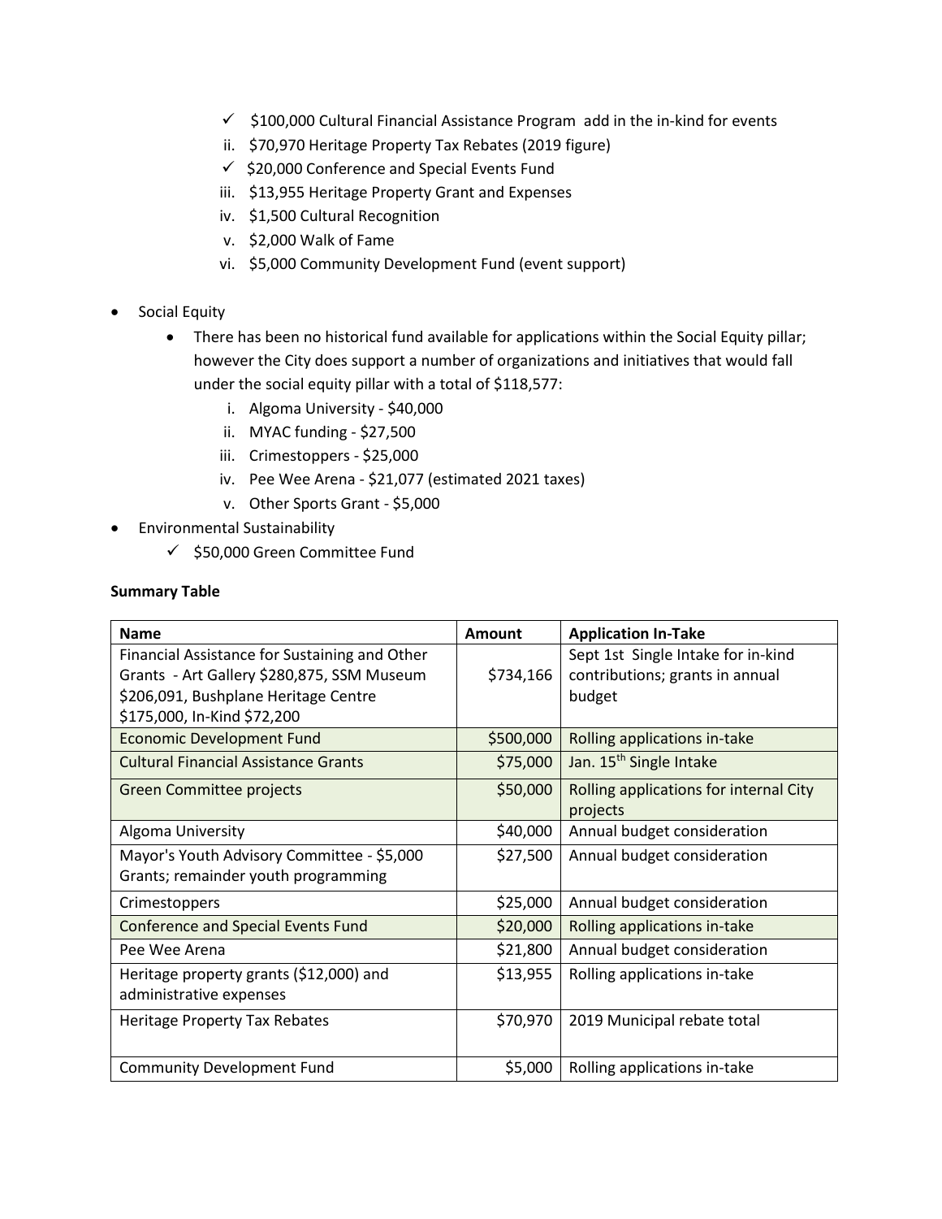- ✓ $100,000 Cultural Financial Assistance Program add in the in-kind for events
- ii. $70,970 Heritage Property Tax Rebates (2019 figure)
- ✓ $20,000 Conference and Special Events Fund
- iii. $13,955 Heritage Property Grant and Expenses
- iv. $1,500 Cultural Recognition
- v. $2,000 Walk of Fame
- vi. $5,000 Community Development Fund (event support)

- Social Equity
  - There has been no historical fund available for applications within the Social Equity pillar; however the City does support a number of organizations and initiatives that would fall under the social equity pillar with a total of $118,577:
    - i. Algoma University - $40,000
    - ii. MYAC funding - $27,500
    - iii. Crimestoppers - $25,000
    - iv. Pee Wee Arena - $21,077 (estimated 2021 taxes)
    - v. Other Sports Grant - $5,000
- Environmental Sustainability
  - ✓ $50,000 Green Committee Fund

**Summary Table**

| Name | Amount | Application In-Take |
|---|---|---|
| Financial Assistance for Sustaining and Other Grants - Art Gallery $280,875, SSM Museum $206,091, Bushplane Heritage Centre $175,000, In-Kind $72,200 | $734,166 | Sept 1st Single Intake for in-kind contributions; grants in annual budget |
| Economic Development Fund | $500,000 | Rolling applications in-take |
| Cultural Financial Assistance Grants | $75,000 | Jan. 15th Single Intake |
| Green Committee projects | $50,000 | Rolling applications for internal City projects |
| Algoma University | $40,000 | Annual budget consideration |
| Mayor's Youth Advisory Committee - $5,000 Grants; remainder youth programming | $27,500 | Annual budget consideration |
| Crimestoppers | $25,000 | Annual budget consideration |
| Conference and Special Events Fund | $20,000 | Rolling applications in-take |
| Pee Wee Arena | $21,800 | Annual budget consideration |
| Heritage property grants ($12,000) and administrative expenses | $13,955 | Rolling applications in-take |
| Heritage Property Tax Rebates | $70,970 | 2019 Municipal rebate total |
| Community Development Fund | $5,000 | Rolling applications in-take |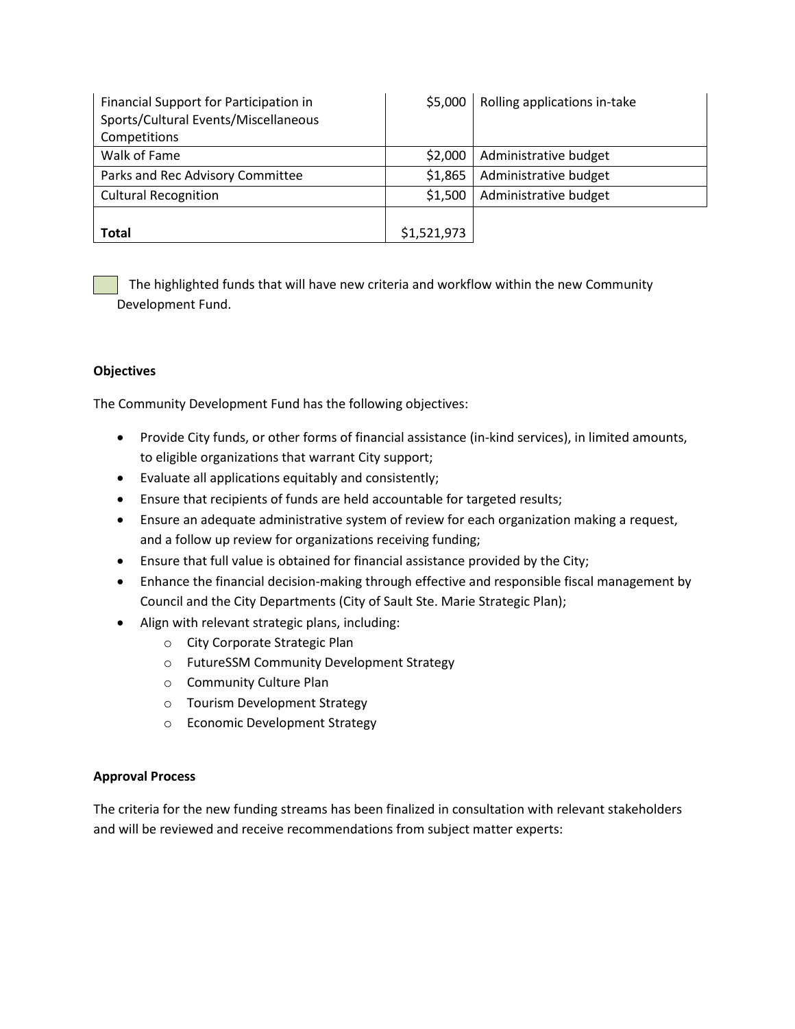| | | |
|---|---|---|
| Financial Support for Participation in Sports/Cultural Events/Miscellaneous Competitions | $5,000 | Rolling applications in-take |
| Walk of Fame | $2,000 | Administrative budget |
| Parks and Rec Advisory Committee | $1,865 | Administrative budget |
| Cultural Recognition | $1,500 | Administrative budget |
| **Total** | $1,521,973 | |

The highlighted funds that will have new criteria and workflow within the new Community Development Fund.

**Objectives**

The Community Development Fund has the following objectives:

- Provide City funds, or other forms of financial assistance (in-kind services), in limited amounts, to eligible organizations that warrant City support;
- Evaluate all applications equitably and consistently;
- Ensure that recipients of funds are held accountable for targeted results;
- Ensure an adequate administrative system of review for each organization making a request, and a follow up review for organizations receiving funding;
- Ensure that full value is obtained for financial assistance provided by the City;
- Enhance the financial decision-making through effective and responsible fiscal management by Council and the City Departments (City of Sault Ste. Marie Strategic Plan);
- Align with relevant strategic plans, including:
  - City Corporate Strategic Plan
  - FutureSSM Community Development Strategy
  - Community Culture Plan
  - Tourism Development Strategy
  - Economic Development Strategy

**Approval Process**

The criteria for the new funding streams has been finalized in consultation with relevant stakeholders and will be reviewed and receive recommendations from subject matter experts: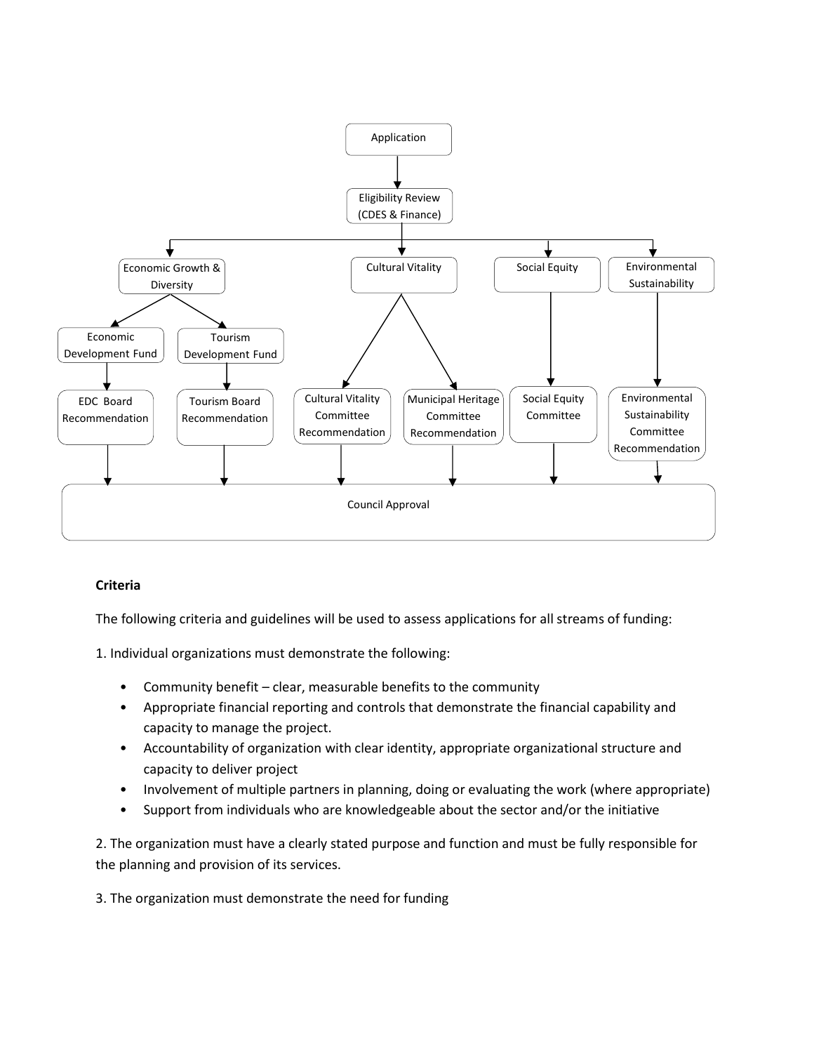Application

Eligibility Review (CDES & Finance)

Economic Growth & Diversity

Cultural Vitality

Social Equity

Environmental Sustainability

Economic Development Fund

Tourism Development Fund

EDC Board Recommendation

Tourism Board Recommendation

Cultural Vitality Committee Recommendation

Municipal Heritage Committee Recommendation

Social Equity Committee

Environmental Sustainability Committee Recommendation

Council Approval

**Criteria**

The following criteria and guidelines will be used to assess applications for all streams of funding:

1. Individual organizations must demonstrate the following:

- Community benefit – clear, measurable benefits to the community
- Appropriate financial reporting and controls that demonstrate the financial capability and capacity to manage the project.
- Accountability of organization with clear identity, appropriate organizational structure and capacity to deliver project
- Involvement of multiple partners in planning, doing or evaluating the work (where appropriate)
- Support from individuals who are knowledgeable about the sector and/or the initiative

2. The organization must have a clearly stated purpose and function and must be fully responsible for the planning and provision of its services.

3. The organization must demonstrate the need for funding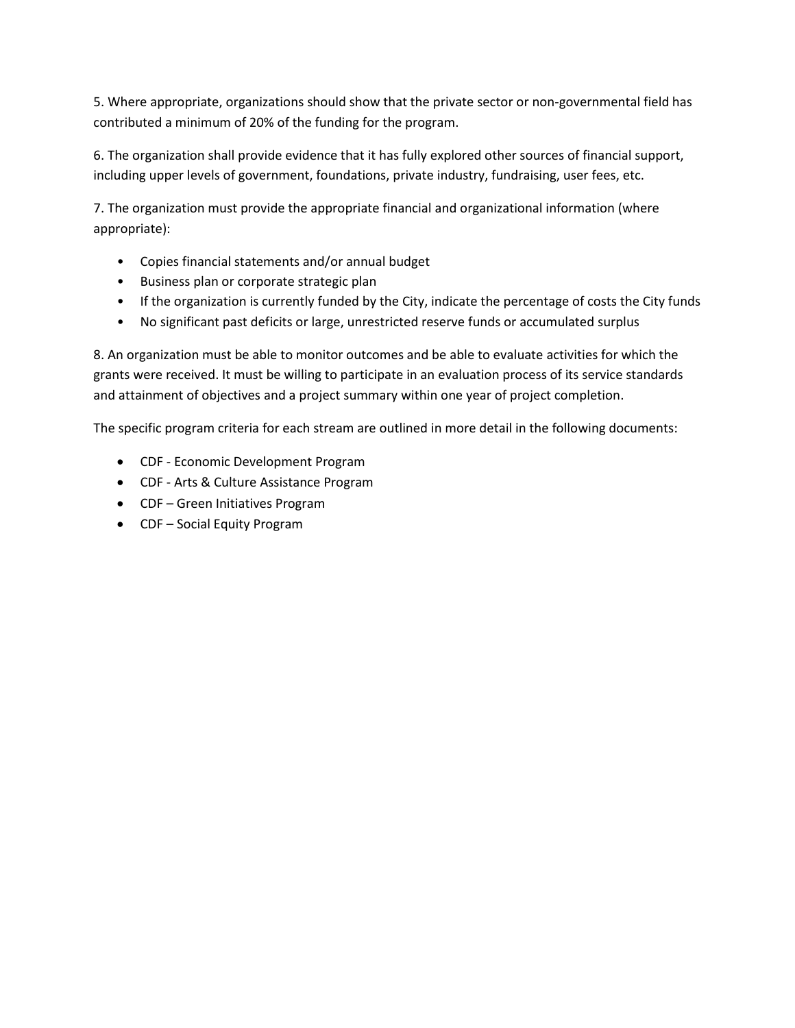5. Where appropriate, organizations should show that the private sector or non-governmental field has contributed a minimum of 20% of the funding for the program.

6. The organization shall provide evidence that it has fully explored other sources of financial support, including upper levels of government, foundations, private industry, fundraising, user fees, etc.

7. The organization must provide the appropriate financial and organizational information (where appropriate):

- Copies financial statements and/or annual budget
- Business plan or corporate strategic plan
- If the organization is currently funded by the City, indicate the percentage of costs the City funds
- No significant past deficits or large, unrestricted reserve funds or accumulated surplus

8. An organization must be able to monitor outcomes and be able to evaluate activities for which the grants were received. It must be willing to participate in an evaluation process of its service standards and attainment of objectives and a project summary within one year of project completion.

The specific program criteria for each stream are outlined in more detail in the following documents:

- CDF - Economic Development Program
- CDF - Arts & Culture Assistance Program
- CDF – Green Initiatives Program
- CDF – Social Equity Program